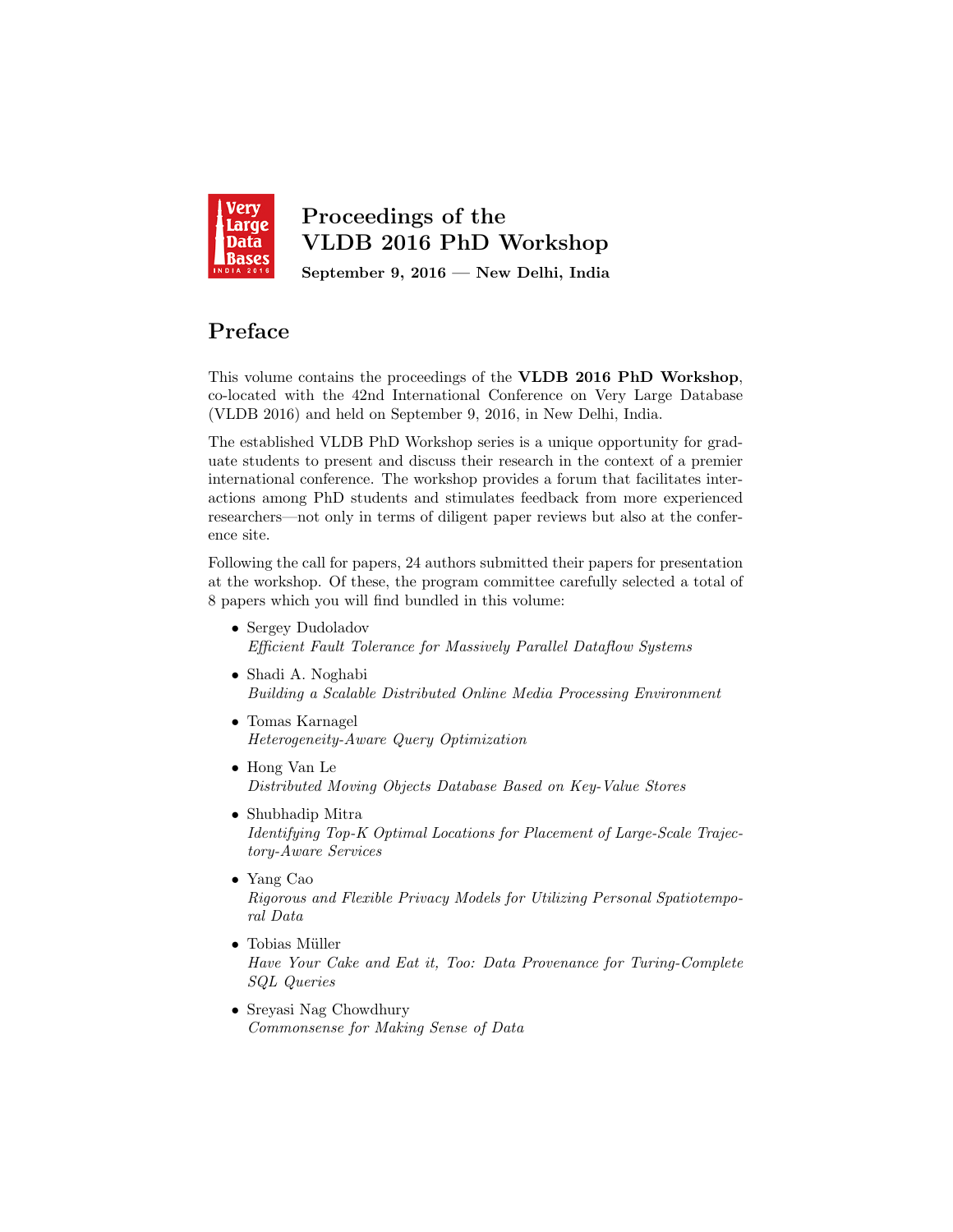# Proceedings of the VLDB 2016 PhD Workshop

**September 9, 2016 — New Delhi, India**

## Preface

This volume contains the proceedings of the **VLDB 2016 PhD Workshop**, co-located with the 42nd International Conference on Very Large Database (VLDB 2016) and held on September 9, 2016, in New Delhi, India.

The established VLDB PhD Workshop series is a unique opportunity for graduate students to present and discuss their research in the context of a premier international conference. The workshop provides a forum that facilitates interactions among PhD students and stimulates feedback from more experienced researchers—not only in terms of diligent paper reviews but also at the conference site.

Following the call for papers, 24 authors submitted their papers for presentation at the workshop. Of these, the program committee carefully selected a total of 8 papers which you will find bundled in this volume:

- Sergey Dudoladov
  *Efficient Fault Tolerance for Massively Parallel Dataflow Systems*
- Shadi A. Noghabi
  *Building a Scalable Distributed Online Media Processing Environment*
- Tomas Karnagel
  *Heterogeneity-Aware Query Optimization*
- Hong Van Le
  *Distributed Moving Objects Database Based on Key-Value Stores*
- Shubhadip Mitra
  *Identifying Top-K Optimal Locations for Placement of Large-Scale Trajectory-Aware Services*
- Yang Cao
  *Rigorous and Flexible Privacy Models for Utilizing Personal Spatiotemporal Data*
- Tobias Müller
  *Have Your Cake and Eat it, Too: Data Provenance for Turing-Complete SQL Queries*
- Sreyasi Nag Chowdhury
  *Commonsense for Making Sense of Data*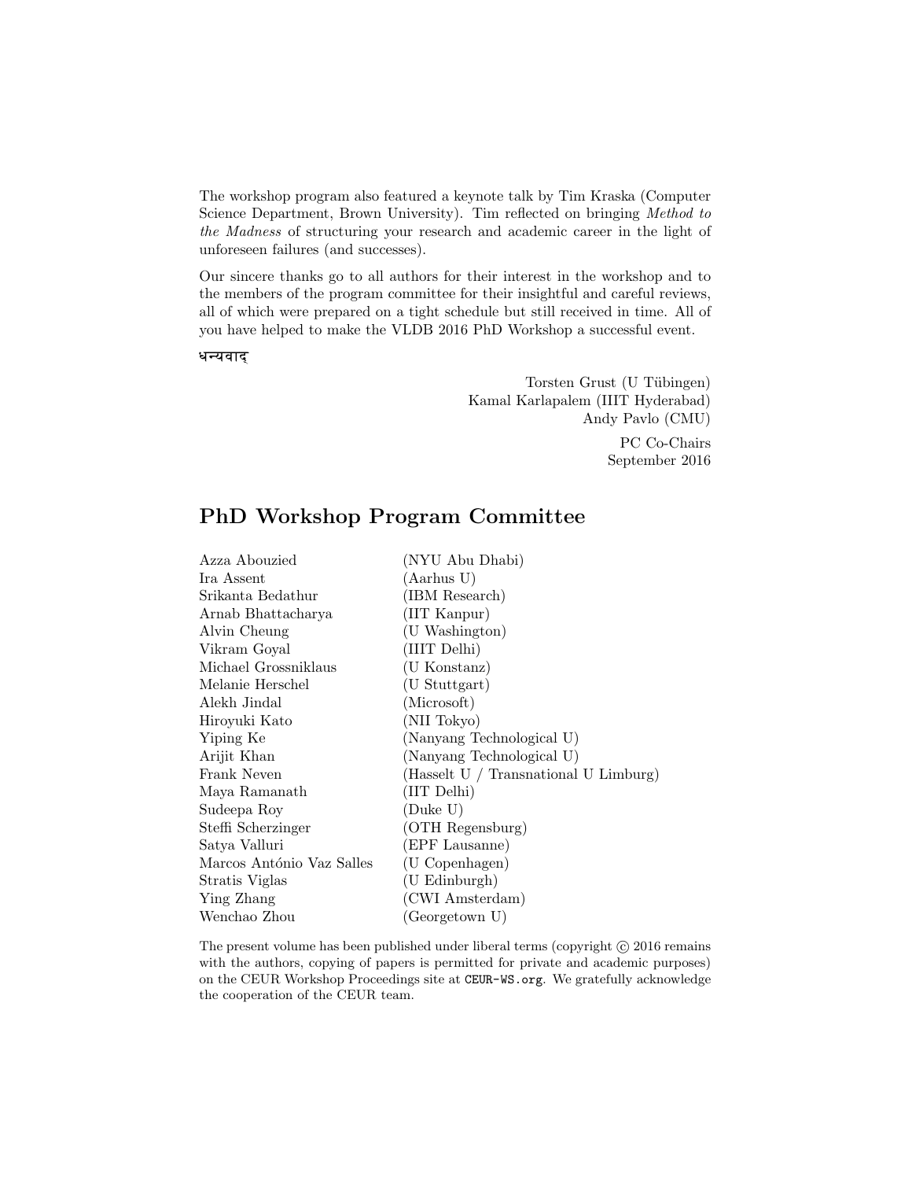The workshop program also featured a keynote talk by Tim Kraska (Computer Science Department, Brown University). Tim reflected on bringing *Method to the Madness* of structuring your research and academic career in the light of unforeseen failures (and successes).

Our sincere thanks go to all authors for their interest in the workshop and to the members of the program committee for their insightful and careful reviews, all of which were prepared on a tight schedule but still received in time. All of you have helped to make the VLDB 2016 PhD Workshop a successful event.

धन्यवाद्

Torsten Grust (U Tübingen)
Kamal Karlapalem (IIIT Hyderabad)
Andy Pavlo (CMU)

PC Co-Chairs
September 2016

## PhD Workshop Program Committee

| | |
|---|---|
| Azza Abouzied | (NYU Abu Dhabi) |
| Ira Assent | (Aarhus U) |
| Srikanta Bedathur | (IBM Research) |
| Arnab Bhattacharya | (IIT Kanpur) |
| Alvin Cheung | (U Washington) |
| Vikram Goyal | (IIIT Delhi) |
| Michael Grossniklaus | (U Konstanz) |
| Melanie Herschel | (U Stuttgart) |
| Alekh Jindal | (Microsoft) |
| Hiroyuki Kato | (NII Tokyo) |
| Yiping Ke | (Nanyang Technological U) |
| Arijit Khan | (Nanyang Technological U) |
| Frank Neven | (Hasselt U / Transnational U Limburg) |
| Maya Ramanath | (IIT Delhi) |
| Sudeepa Roy | (Duke U) |
| Steffi Scherzinger | (OTH Regensburg) |
| Satya Valluri | (EPF Lausanne) |
| Marcos António Vaz Salles | (U Copenhagen) |
| Stratis Viglas | (U Edinburgh) |
| Ying Zhang | (CWI Amsterdam) |
| Wenchao Zhou | (Georgetown U) |

The present volume has been published under liberal terms (copyright © 2016 remains with the authors, copying of papers is permitted for private and academic purposes) on the CEUR Workshop Proceedings site at `CEUR-WS.org`. We gratefully acknowledge the cooperation of the CEUR team.